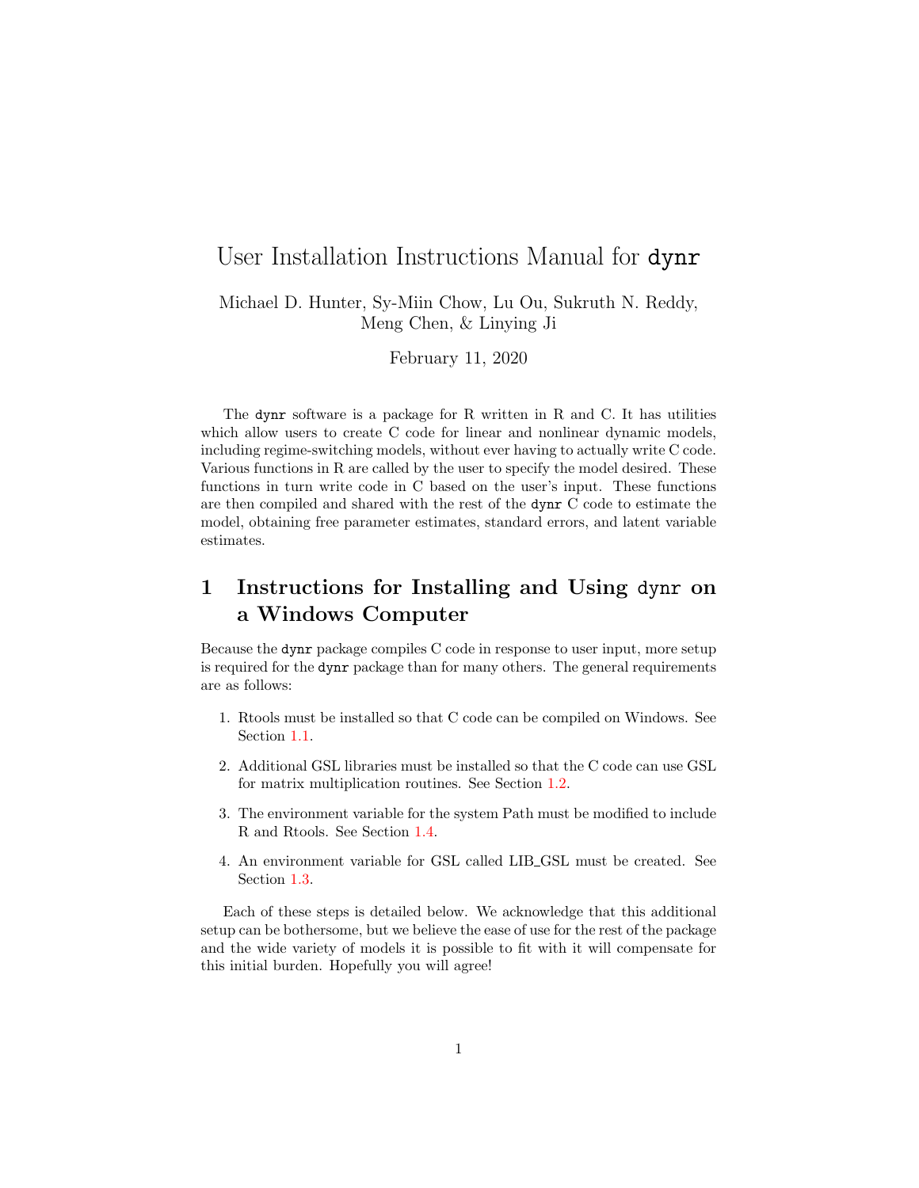# User Installation Instructions Manual for `dynr`

Michael D. Hunter, Sy-Miin Chow, Lu Ou, Sukruth N. Reddy, Meng Chen, & Linying Ji

February 11, 2020

The `dynr` software is a package for R written in R and C. It has utilities which allow users to create C code for linear and nonlinear dynamic models, including regime-switching models, without ever having to actually write C code. Various functions in R are called by the user to specify the model desired. These functions in turn write code in C based on the user's input. These functions are then compiled and shared with the rest of the `dynr` C code to estimate the model, obtaining free parameter estimates, standard errors, and latent variable estimates.

## 1 Instructions for Installing and Using `dynr` on a Windows Computer

Because the `dynr` package compiles C code in response to user input, more setup is required for the `dynr` package than for many others. The general requirements are as follows:

1. Rtools must be installed so that C code can be compiled on Windows. See Section 1.1.
2. Additional GSL libraries must be installed so that the C code can use GSL for matrix multiplication routines. See Section 1.2.
3. The environment variable for the system Path must be modified to include R and Rtools. See Section 1.4.
4. An environment variable for GSL called LIB_GSL must be created. See Section 1.3.

Each of these steps is detailed below. We acknowledge that this additional setup can be bothersome, but we believe the ease of use for the rest of the package and the wide variety of models it is possible to fit with it will compensate for this initial burden. Hopefully you will agree!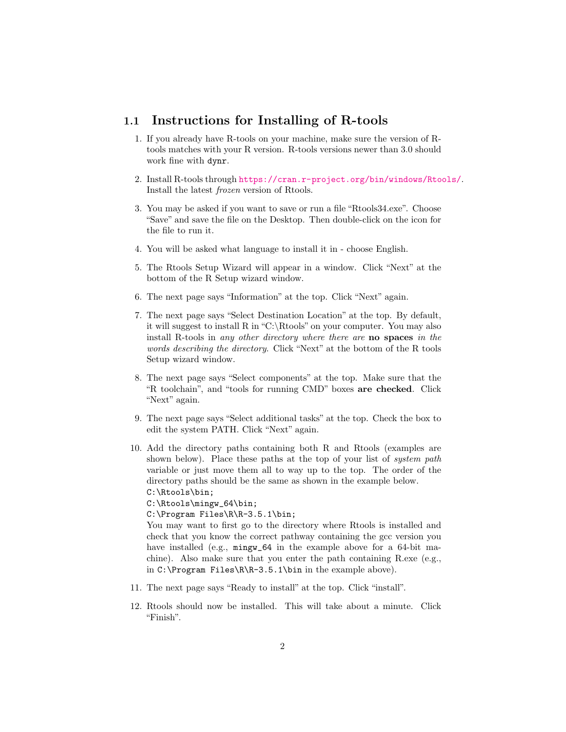## 1.1 Instructions for Installing of R-tools

1. If you already have R-tools on your machine, make sure the version of R-tools matches with your R version. R-tools versions newer than 3.0 should work fine with `dynr`.

2. Install R-tools through https://cran.r-project.org/bin/windows/Rtools/. Install the latest *frozen* version of Rtools.

3. You may be asked if you want to save or run a file "Rtools34.exe". Choose "Save" and save the file on the Desktop. Then double-click on the icon for the file to run it.

4. You will be asked what language to install it in - choose English.

5. The Rtools Setup Wizard will appear in a window. Click "Next" at the bottom of the R Setup wizard window.

6. The next page says "Information" at the top. Click "Next" again.

7. The next page says "Select Destination Location" at the top. By default, it will suggest to install R in "C:\Rtools" on your computer. You may also install R-tools in *any other directory where there are* **no spaces** *in the words describing the directory.* Click "Next" at the bottom of the R tools Setup wizard window.

8. The next page says "Select components" at the top. Make sure that the "R toolchain", and "tools for running CMD" boxes **are checked**. Click "Next" again.

9. The next page says "Select additional tasks" at the top. Check the box to edit the system PATH. Click "Next" again.

10. Add the directory paths containing both R and Rtools (examples are shown below). Place these paths at the top of your list of *system path* variable or just move them all to way up to the top. The order of the directory paths should be the same as shown in the example below.
    ```
    C:\Rtools\bin;
    C:\Rtools\mingw_64\bin;
    C:\Program Files\R\R-3.5.1\bin;
    ```
    You may want to first go to the directory where Rtools is installed and check that you know the correct pathway containing the gcc version you have installed (e.g., `mingw_64` in the example above for a 64-bit machine). Also make sure that you enter the path containing R.exe (e.g., in `C:\Program Files\R\R-3.5.1\bin` in the example above).

11. The next page says "Ready to install" at the top. Click "install".

12. Rtools should now be installed. This will take about a minute. Click "Finish".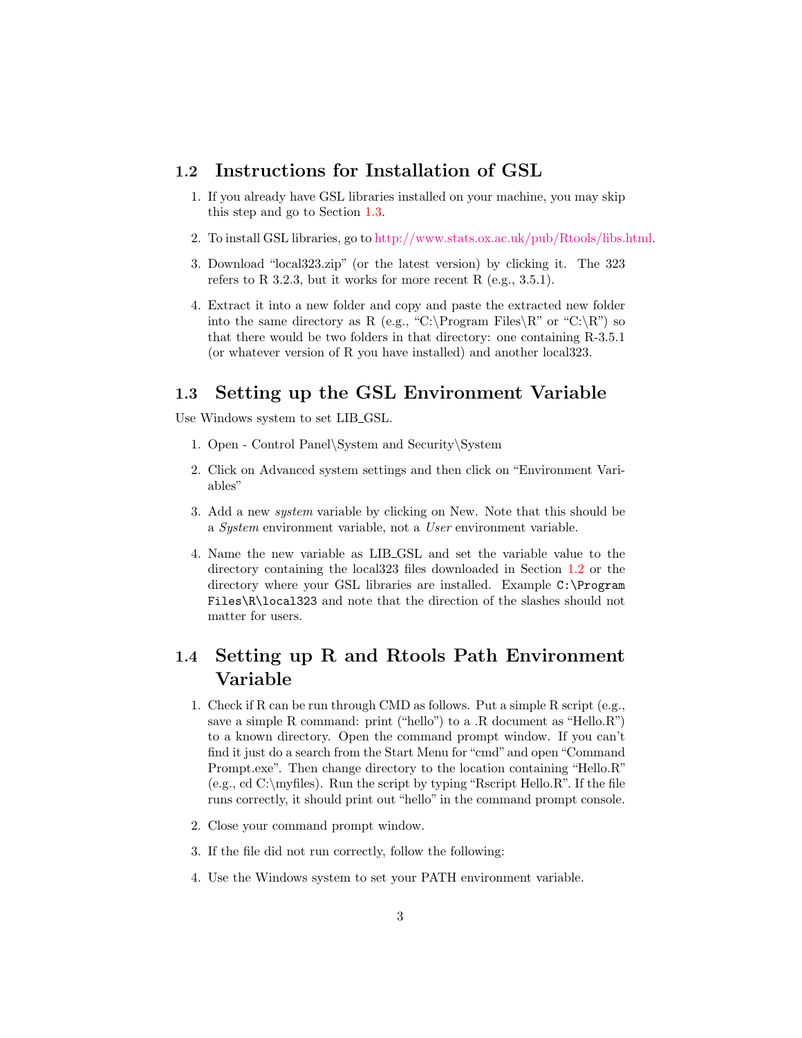## 1.2 Instructions for Installation of GSL

1. If you already have GSL libraries installed on your machine, you may skip this step and go to Section 1.3.

2. To install GSL libraries, go to http://www.stats.ox.ac.uk/pub/Rtools/libs.html.

3. Download "local323.zip" (or the latest version) by clicking it. The 323 refers to R 3.2.3, but it works for more recent R (e.g., 3.5.1).

4. Extract it into a new folder and copy and paste the extracted new folder into the same directory as R (e.g., "C:\Program Files\R" or "C:\R") so that there would be two folders in that directory: one containing R-3.5.1 (or whatever version of R you have installed) and another local323.

## 1.3 Setting up the GSL Environment Variable

Use Windows system to set LIB_GSL.

1. Open - Control Panel\System and Security\System

2. Click on Advanced system settings and then click on "Environment Variables"

3. Add a new *system* variable by clicking on New. Note that this should be a *System* environment variable, not a *User* environment variable.

4. Name the new variable as LIB_GSL and set the variable value to the directory containing the local323 files downloaded in Section 1.2 or the directory where your GSL libraries are installed. Example `C:\Program Files\R\local323` and note that the direction of the slashes should not matter for users.

## 1.4 Setting up R and Rtools Path Environment Variable

1. Check if R can be run through CMD as follows. Put a simple R script (e.g., save a simple R command: print ("hello") to a .R document as "Hello.R") to a known directory. Open the command prompt window. If you can't find it just do a search from the Start Menu for "cmd" and open "Command Prompt.exe". Then change directory to the location containing "Hello.R" (e.g., cd C:\myfiles). Run the script by typing "Rscript Hello.R". If the file runs correctly, it should print out "hello" in the command prompt console.

2. Close your command prompt window.

3. If the file did not run correctly, follow the following:

4. Use the Windows system to set your PATH environment variable.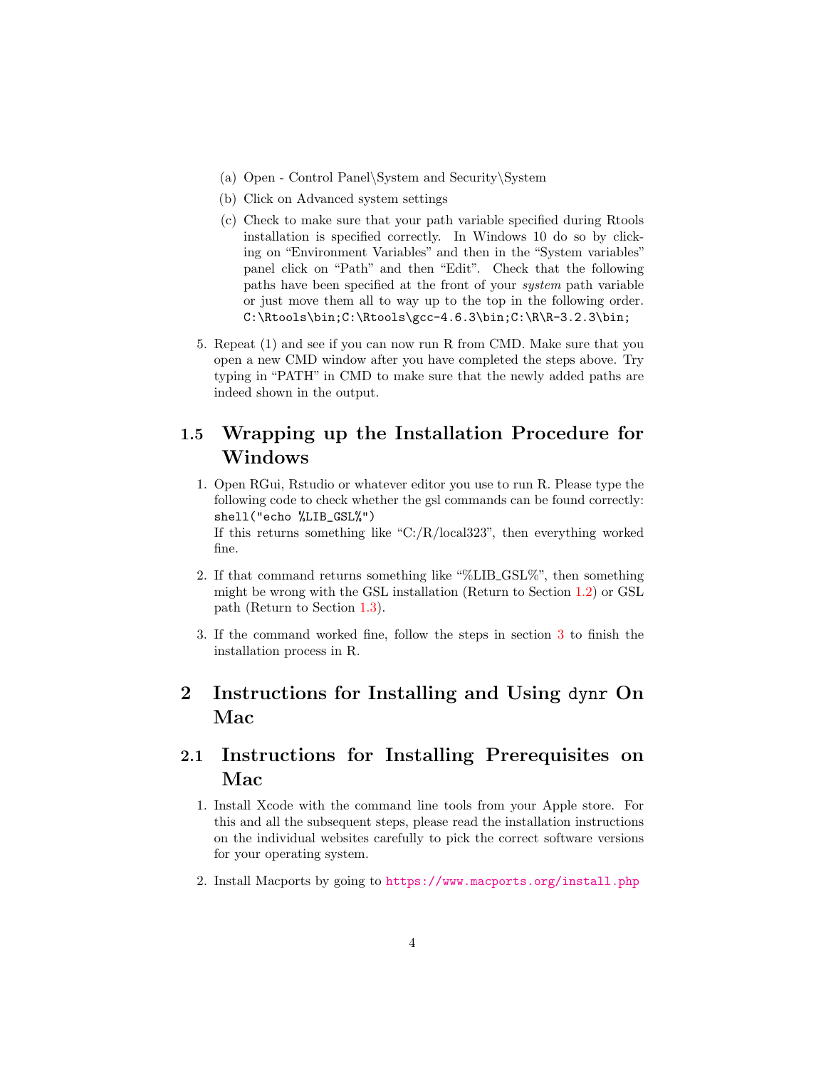(a) Open - Control Panel\System and Security\System

   (b) Click on Advanced system settings

   (c) Check to make sure that your path variable specified during Rtools installation is specified correctly. In Windows 10 do so by clicking on "Environment Variables" and then in the "System variables" panel click on "Path" and then "Edit". Check that the following paths have been specified at the front of your *system* path variable or just move them all to way up to the top in the following order. `C:\Rtools\bin;C:\Rtools\gcc-4.6.3\bin;C:\R\R-3.2.3\bin;`

5. Repeat (1) and see if you can now run R from CMD. Make sure that you open a new CMD window after you have completed the steps above. Try typing in "PATH" in CMD to make sure that the newly added paths are indeed shown in the output.

### 1.5 Wrapping up the Installation Procedure for Windows

1. Open RGui, Rstudio or whatever editor you use to run R. Please type the following code to check whether the gsl commands can be found correctly: `shell("echo %LIB_GSL%")`
   If this returns something like "C:/R/local323", then everything worked fine.

2. If that command returns something like "%LIB_GSL%", then something might be wrong with the GSL installation (Return to Section 1.2) or GSL path (Return to Section 1.3).

3. If the command worked fine, follow the steps in section 3 to finish the installation process in R.

## 2 Instructions for Installing and Using `dynr` On Mac

### 2.1 Instructions for Installing Prerequisites on Mac

1. Install Xcode with the command line tools from your Apple store. For this and all the subsequent steps, please read the installation instructions on the individual websites carefully to pick the correct software versions for your operating system.

2. Install Macports by going to https://www.macports.org/install.php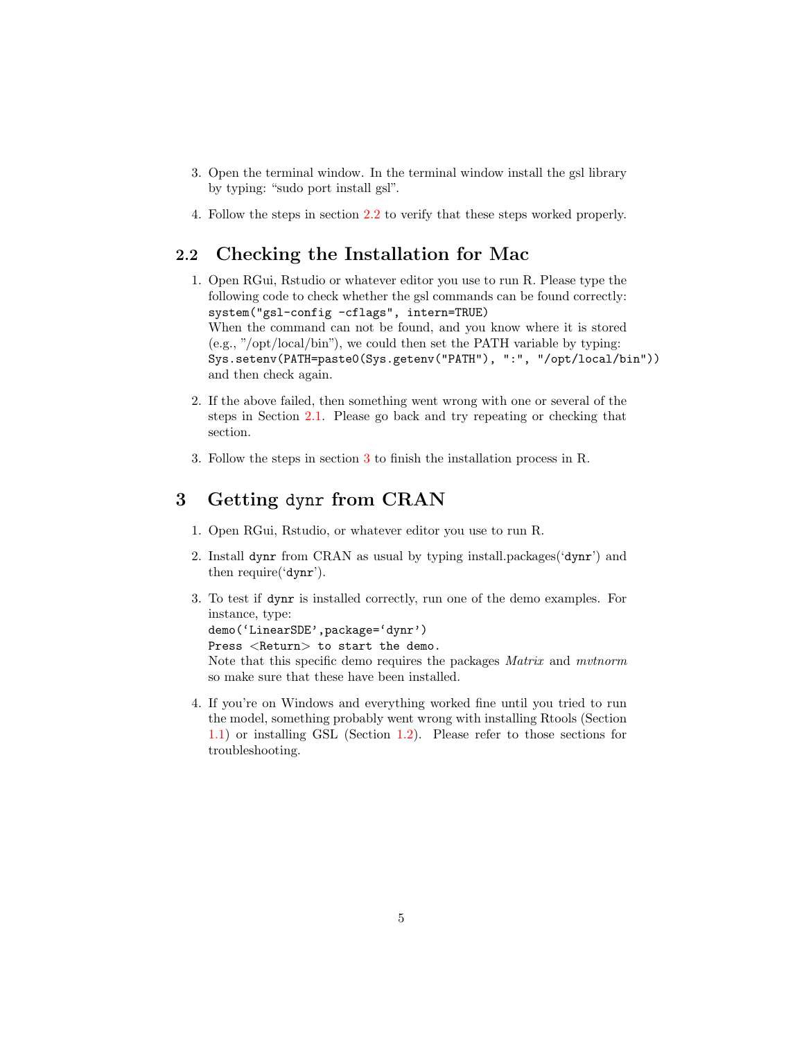3. Open the terminal window. In the terminal window install the gsl library by typing: “sudo port install gsl”.

4. Follow the steps in section 2.2 to verify that these steps worked properly.

## 2.2 Checking the Installation for Mac

1. Open RGui, Rstudio or whatever editor you use to run R. Please type the following code to check whether the gsl commands can be found correctly:
   `system("gsl-config -cflags", intern=TRUE)`
   When the command can not be found, and you know where it is stored (e.g., ”/opt/local/bin”), we could then set the PATH variable by typing:
   `Sys.setenv(PATH=paste0(Sys.getenv("PATH"), ":", "/opt/local/bin"))`
   and then check again.

2. If the above failed, then something went wrong with one or several of the steps in Section 2.1. Please go back and try repeating or checking that section.

3. Follow the steps in section 3 to finish the installation process in R.

# 3 Getting `dynr` from CRAN

1. Open RGui, Rstudio, or whatever editor you use to run R.

2. Install `dynr` from CRAN as usual by typing install.packages(‘`dynr`’) and then require(‘`dynr`’).

3. To test if `dynr` is installed correctly, run one of the demo examples. For instance, type:
   `demo(‘LinearSDE’,package=‘dynr’)`
   `Press <Return> to start the demo.`
   Note that this specific demo requires the packages *Matrix* and *mvtnorm* so make sure that these have been installed.

4. If you’re on Windows and everything worked fine until you tried to run the model, something probably went wrong with installing Rtools (Section 1.1) or installing GSL (Section 1.2). Please refer to those sections for troubleshooting.